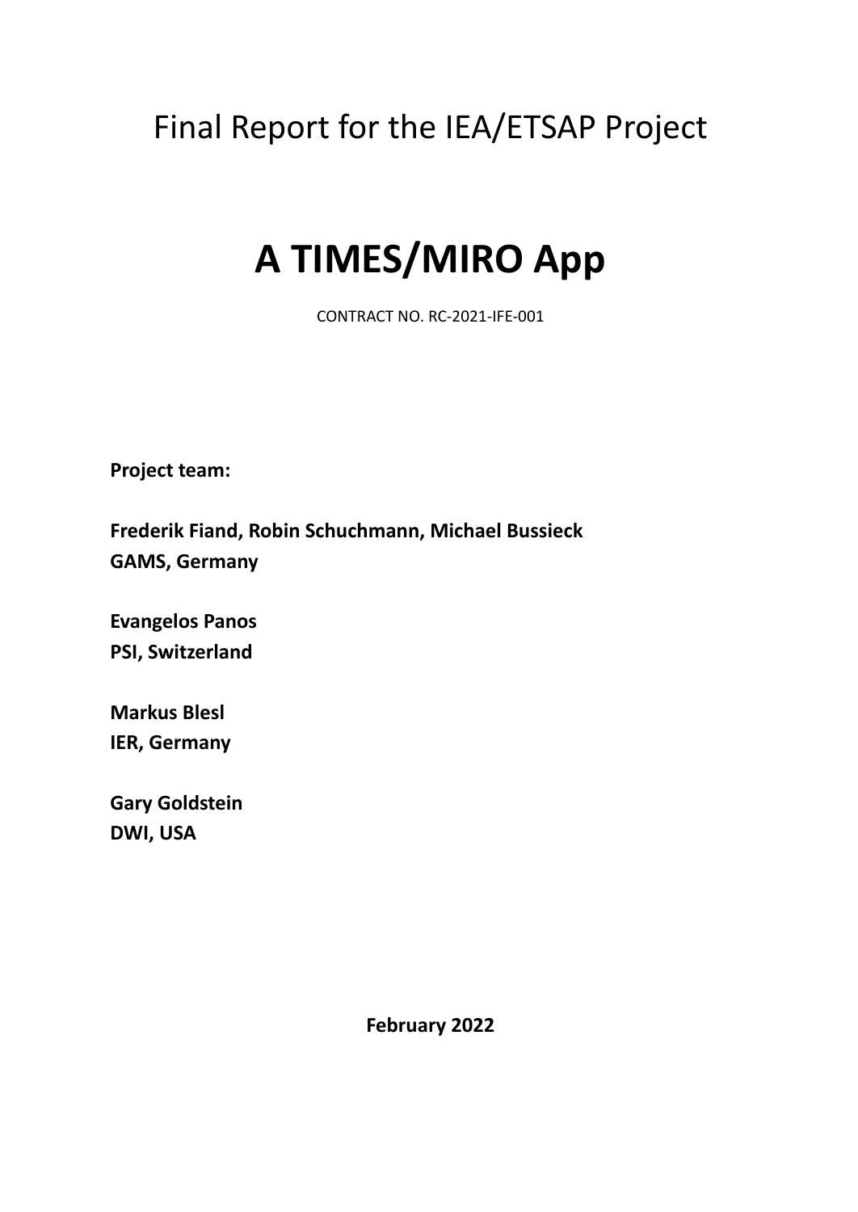Final Report for the IEA/ETSAP Project

# A TIMES/MIRO App

CONTRACT NO. RC-2021-IFE-001

**Project team:**

**Frederik Fiand, Robin Schuchmann, Michael Bussieck**
**GAMS, Germany**

**Evangelos Panos**
**PSI, Switzerland**

**Markus Blesl**
**IER, Germany**

**Gary Goldstein**
**DWI, USA**

**February 2022**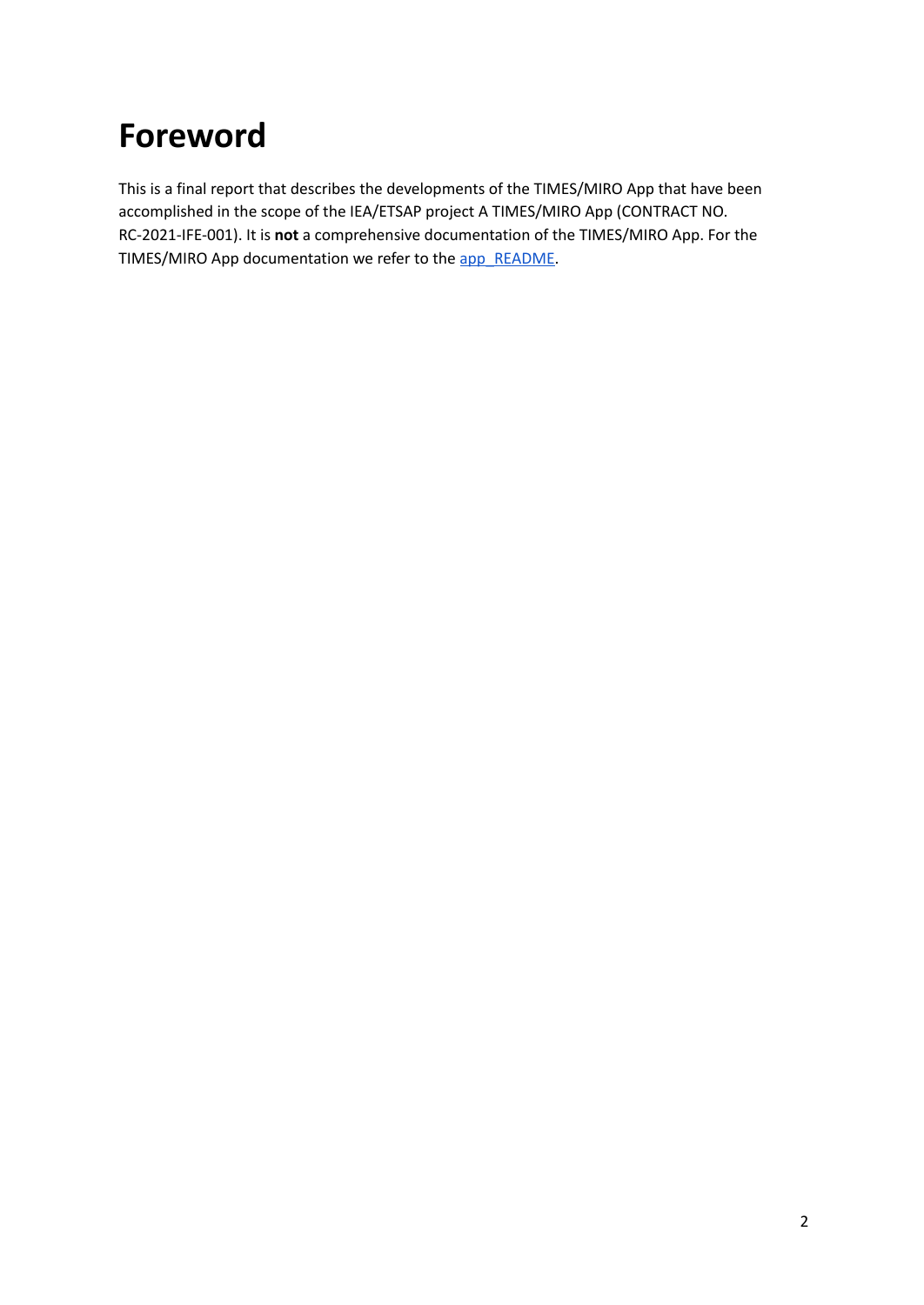# Foreword

This is a final report that describes the developments of the TIMES/MIRO App that have been accomplished in the scope of the IEA/ETSAP project A TIMES/MIRO App (CONTRACT NO. RC-2021-IFE-001). It is **not** a comprehensive documentation of the TIMES/MIRO App. For the TIMES/MIRO App documentation we refer to the app_README.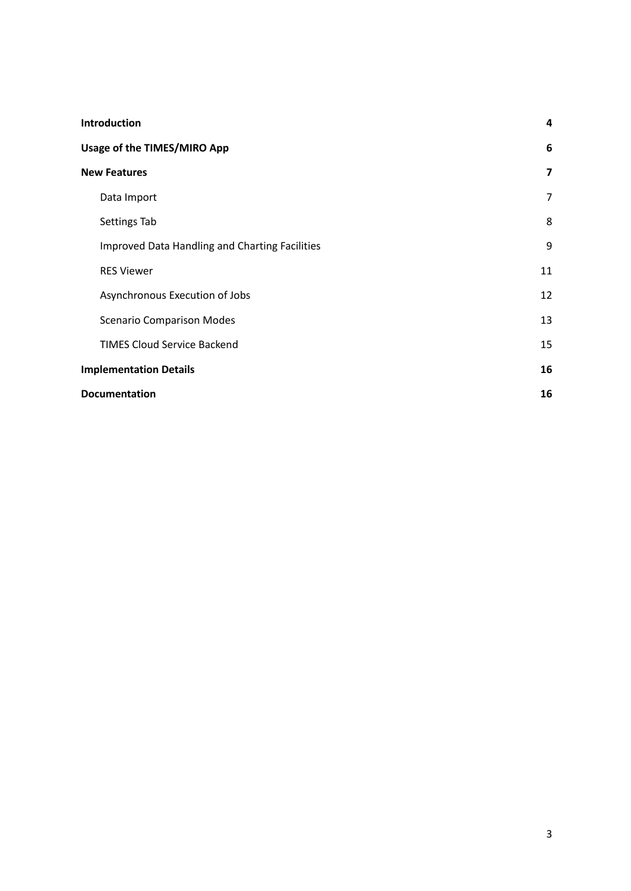| | |
|---|---|
| **Introduction** | **4** |
| **Usage of the TIMES/MIRO App** | **6** |
| **New Features** | **7** |
| Data Import | 7 |
| Settings Tab | 8 |
| Improved Data Handling and Charting Facilities | 9 |
| RES Viewer | 11 |
| Asynchronous Execution of Jobs | 12 |
| Scenario Comparison Modes | 13 |
| TIMES Cloud Service Backend | 15 |
| **Implementation Details** | **16** |
| **Documentation** | **16** |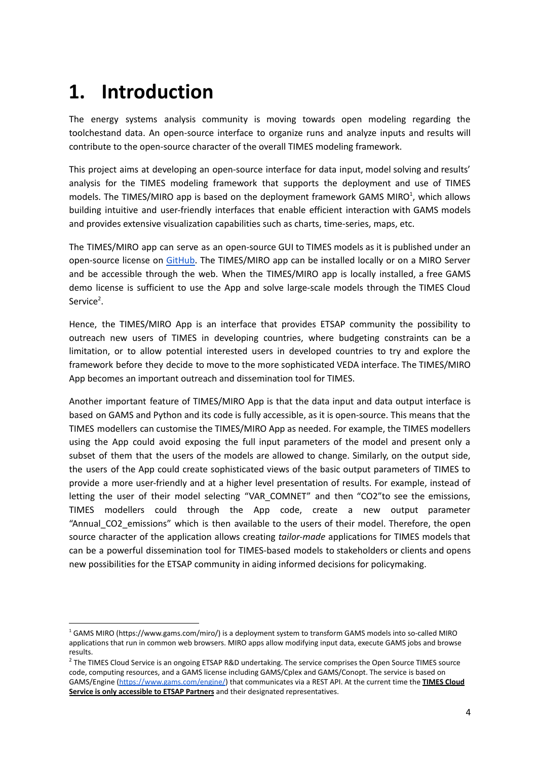# 1. Introduction

The energy systems analysis community is moving towards open modeling regarding the toolchestand data. An open-source interface to organize runs and analyze inputs and results will contribute to the open-source character of the overall TIMES modeling framework.

This project aims at developing an open-source interface for data input, model solving and results' analysis for the TIMES modeling framework that supports the deployment and use of TIMES models. The TIMES/MIRO app is based on the deployment framework GAMS MIRO[1], which allows building intuitive and user-friendly interfaces that enable efficient interaction with GAMS models and provides extensive visualization capabilities such as charts, time-series, maps, etc.

The TIMES/MIRO app can serve as an open-source GUI to TIMES models as it is published under an open-source license on GitHub. The TIMES/MIRO app can be installed locally or on a MIRO Server and be accessible through the web. When the TIMES/MIRO app is locally installed, a free GAMS demo license is sufficient to use the App and solve large-scale models through the TIMES Cloud Service[2].

Hence, the TIMES/MIRO App is an interface that provides ETSAP community the possibility to outreach new users of TIMES in developing countries, where budgeting constraints can be a limitation, or to allow potential interested users in developed countries to try and explore the framework before they decide to move to the more sophisticated VEDA interface. The TIMES/MIRO App becomes an important outreach and dissemination tool for TIMES.

Another important feature of TIMES/MIRO App is that the data input and data output interface is based on GAMS and Python and its code is fully accessible, as it is open-source. This means that the TIMES modellers can customise the TIMES/MIRO App as needed. For example, the TIMES modellers using the App could avoid exposing the full input parameters of the model and present only a subset of them that the users of the models are allowed to change. Similarly, on the output side, the users of the App could create sophisticated views of the basic output parameters of TIMES to provide a more user-friendly and at a higher level presentation of results. For example, instead of letting the user of their model selecting "VAR_COMNET" and then "CO2"to see the emissions, TIMES modellers could through the App code, create a new output parameter "Annual_CO2_emissions" which is then available to the users of their model. Therefore, the open source character of the application allows creating *tailor-made* applications for TIMES models that can be a powerful dissemination tool for TIMES-based models to stakeholders or clients and opens new possibilities for the ETSAP community in aiding informed decisions for policymaking.

---

[1] GAMS MIRO (https://www.gams.com/miro/) is a deployment system to transform GAMS models into so-called MIRO applications that run in common web browsers. MIRO apps allow modifying input data, execute GAMS jobs and browse results.

[2] The TIMES Cloud Service is an ongoing ETSAP R&D undertaking. The service comprises the Open Source TIMES source code, computing resources, and a GAMS license including GAMS/Cplex and GAMS/Conopt. The service is based on GAMS/Engine (https://www.gams.com/engine/) that communicates via a REST API. At the current time the **TIMES Cloud Service is only accessible to ETSAP Partners** and their designated representatives.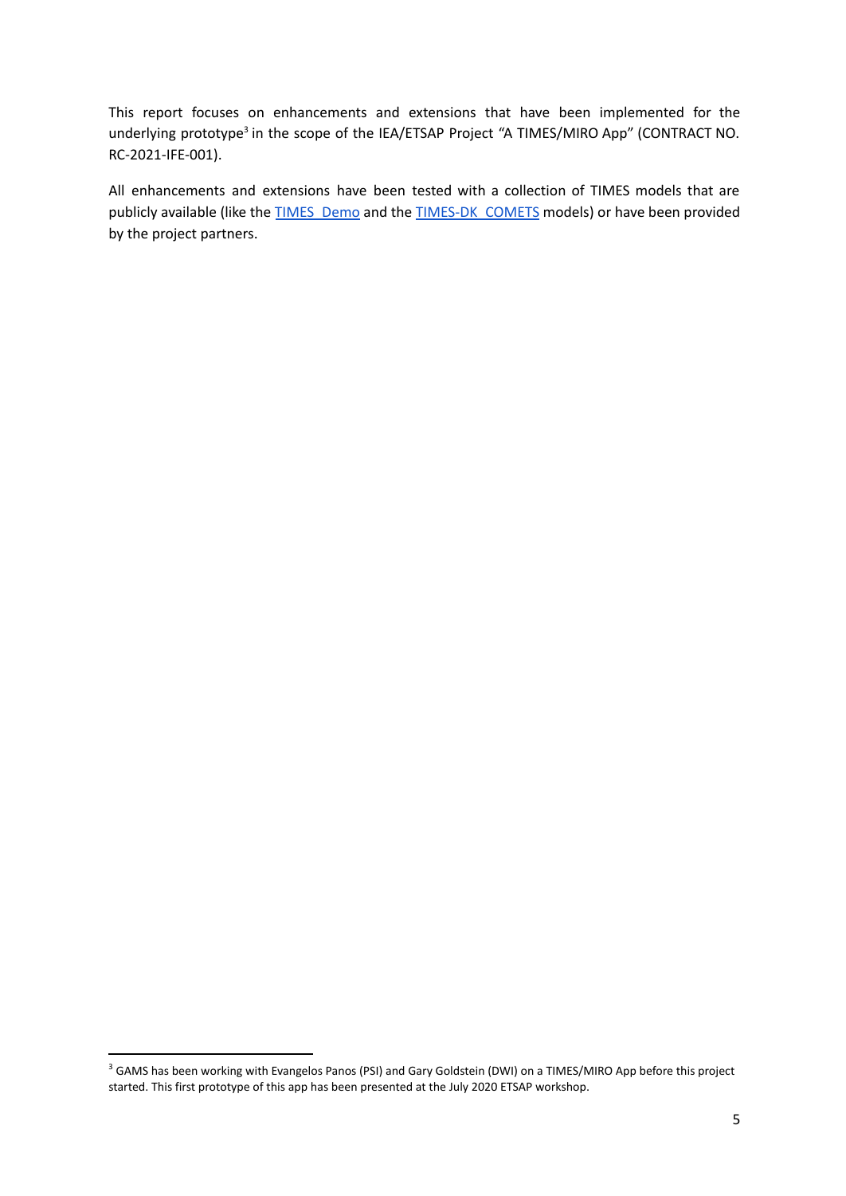This report focuses on enhancements and extensions that have been implemented for the underlying prototype[3] in the scope of the IEA/ETSAP Project "A TIMES/MIRO App" (CONTRACT NO. RC-2021-IFE-001).

All enhancements and extensions have been tested with a collection of TIMES models that are publicly available (like the TIMES_Demo and the TIMES-DK_COMETS models) or have been provided by the project partners.

[3] GAMS has been working with Evangelos Panos (PSI) and Gary Goldstein (DWI) on a TIMES/MIRO App before this project started. This first prototype of this app has been presented at the July 2020 ETSAP workshop.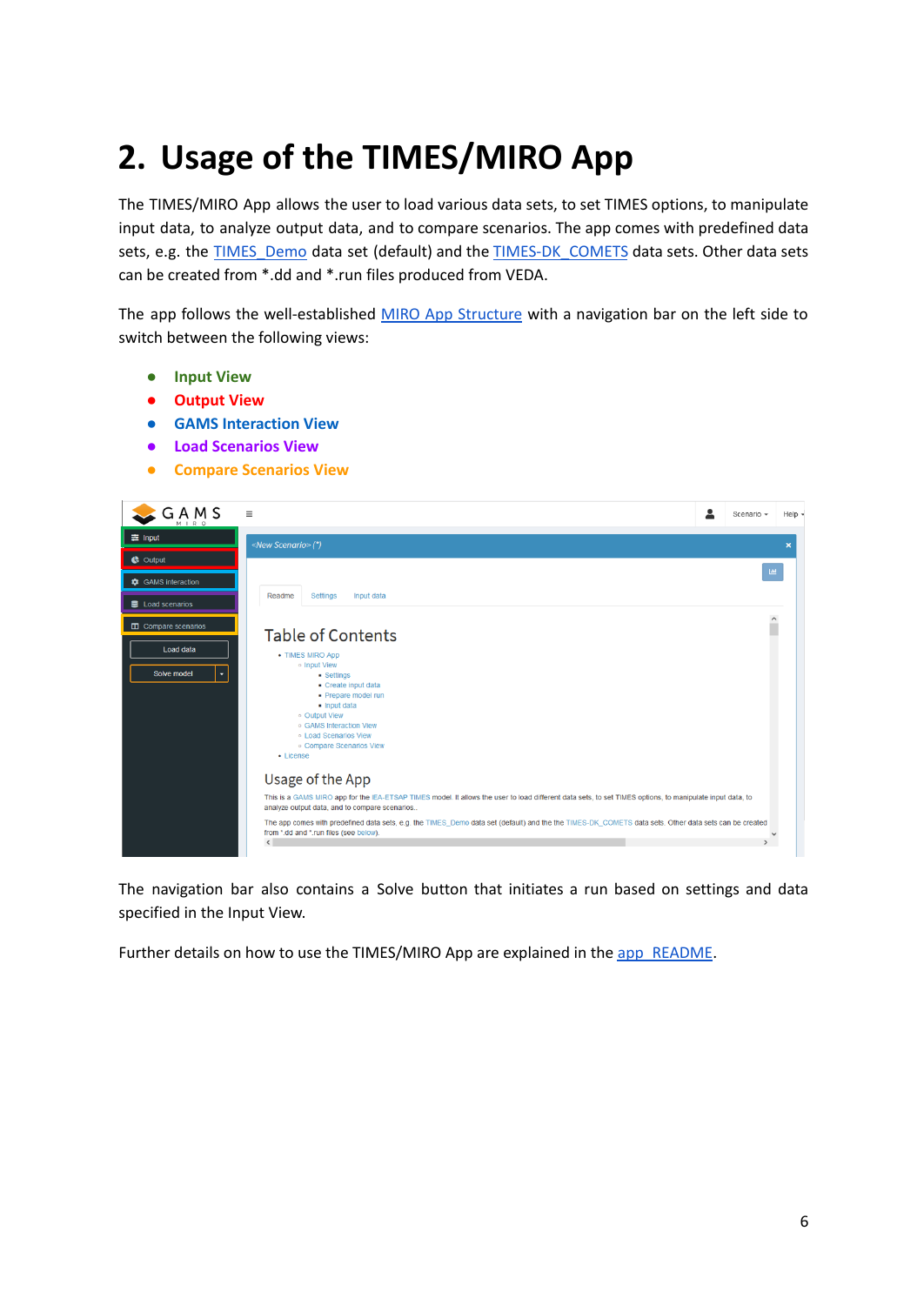# 2. Usage of the TIMES/MIRO App

The TIMES/MIRO App allows the user to load various data sets, to set TIMES options, to manipulate input data, to analyze output data, and to compare scenarios. The app comes with predefined data sets, e.g. the TIMES_Demo data set (default) and the TIMES-DK_COMETS data sets. Other data sets can be created from *.dd and *.run files produced from VEDA.

The app follows the well-established MIRO App Structure with a navigation bar on the left side to switch between the following views:

- Input View
- Output View
- GAMS Interaction View
- Load Scenarios View
- Compare Scenarios View

The navigation bar also contains a Solve button that initiates a run based on settings and data specified in the Input View.

Further details on how to use the TIMES/MIRO App are explained in the app_README.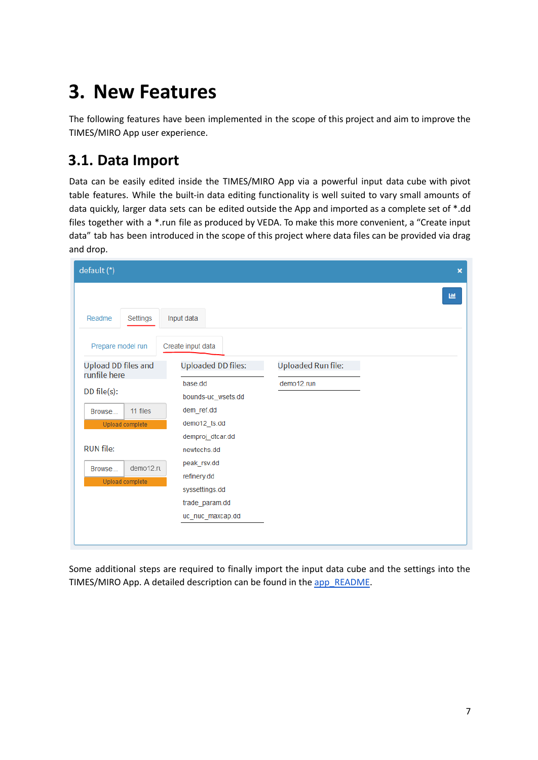# 3. New Features

The following features have been implemented in the scope of this project and aim to improve the TIMES/MIRO App user experience.

## 3.1. Data Import

Data can be easily edited inside the TIMES/MIRO App via a powerful input data cube with pivot table features. While the built-in data editing functionality is well suited to vary small amounts of data quickly, larger data sets can be edited outside the App and imported as a complete set of *.dd files together with a *.run file as produced by VEDA. To make this more convenient, a “Create input data” tab has been introduced in the scope of this project where data files can be provided via drag and drop.

Some additional steps are required to finally import the input data cube and the settings into the TIMES/MIRO App. A detailed description can be found in the app_README.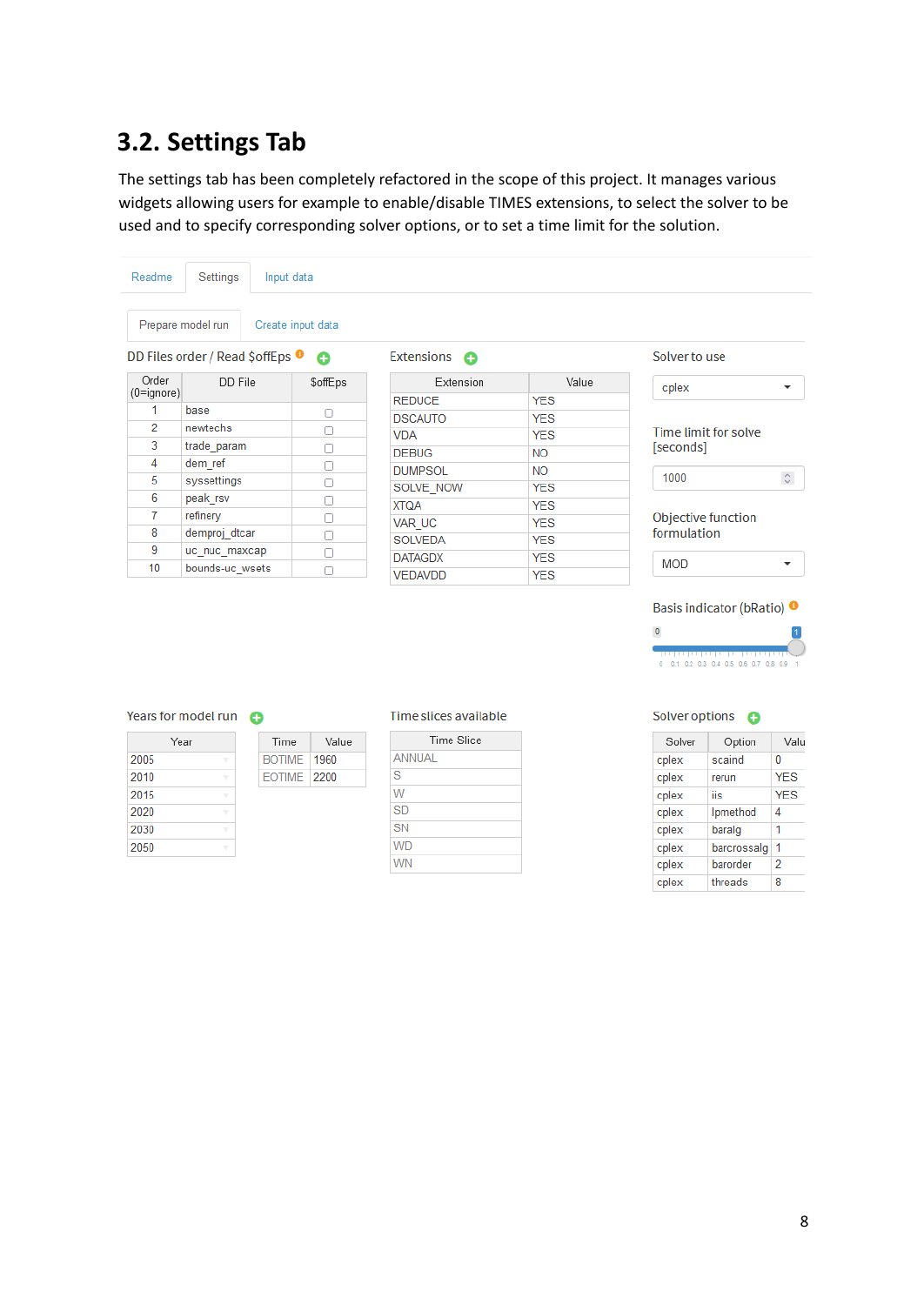## 3.2. Settings Tab

The settings tab has been completely refactored in the scope of this project. It manages various widgets allowing users for example to enable/disable TIMES extensions, to select the solver to be used and to specify corresponding solver options, or to set a time limit for the solution.

Readme | Settings | Input data

Prepare model run | Create input data

DD Files order / Read $offEps

| Order (0=ignore) | DD File | $offEps |
|---|---|---|
| 1 | base | ☐ |
| 2 | newtechs | ☐ |
| 3 | trade_param | ☐ |
| 4 | dem_ref | ☐ |
| 5 | syssettings | ☐ |
| 6 | peak_rsv | ☐ |
| 7 | refinery | ☐ |
| 8 | demproj_dtcar | ☐ |
| 9 | uc_nuc_maxcap | ☐ |
| 10 | bounds-uc_wsets | ☐ |

Extensions

| Extension | Value |
|---|---|
| REDUCE | YES |
| DSCAUTO | YES |
| VDA | YES |
| DEBUG | NO |
| DUMPSOL | NO |
| SOLVE_NOW | YES |
| XTQA | YES |
| VAR_UC | YES |
| SOLVEDA | YES |
| DATAGDX | YES |
| VEDAVDD | YES |

Solver to use: cplex

Time limit for solve [seconds]: 1000

Objective function formulation: MOD

Basis indicator (bRatio): 0 – 1

Years for model run

| Year |
|---|
| 2005 |
| 2010 |
| 2015 |
| 2020 |
| 2030 |
| 2050 |

| Time | Value |
|---|---|
| BOTIME | 1960 |
| EOTIME | 2200 |

Time slices available

| Time Slice |
|---|
| ANNUAL |
| S |
| W |
| SD |
| SN |
| WD |
| WN |

Solver options

| Solver | Option | Valu |
|---|---|---|
| cplex | scaind | 0 |
| cplex | rerun | YES |
| cplex | iis | YES |
| cplex | lpmethod | 4 |
| cplex | baralg | 1 |
| cplex | barcrossalg | 1 |
| cplex | barorder | 2 |
| cplex | threads | 8 |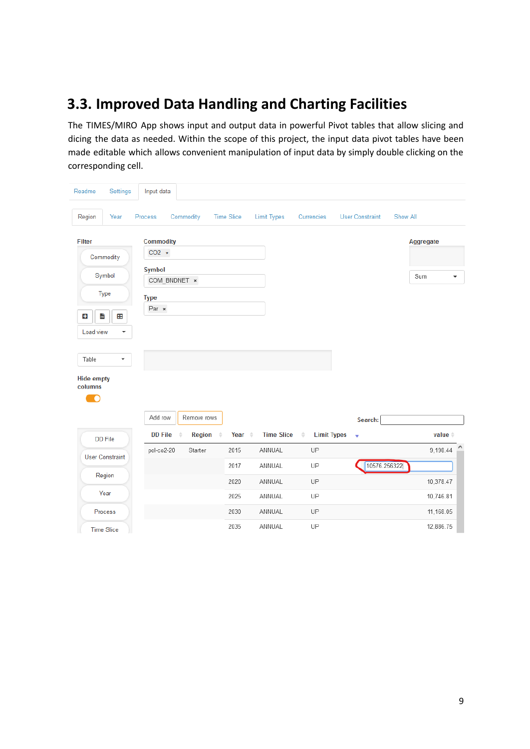## 3.3. Improved Data Handling and Charting Facilities

The TIMES/MIRO App shows input and output data in powerful Pivot tables that allow slicing and dicing the data as needed. Within the scope of this project, the input data pivot tables have been made editable which allows convenient manipulation of input data by simply double clicking on the corresponding cell.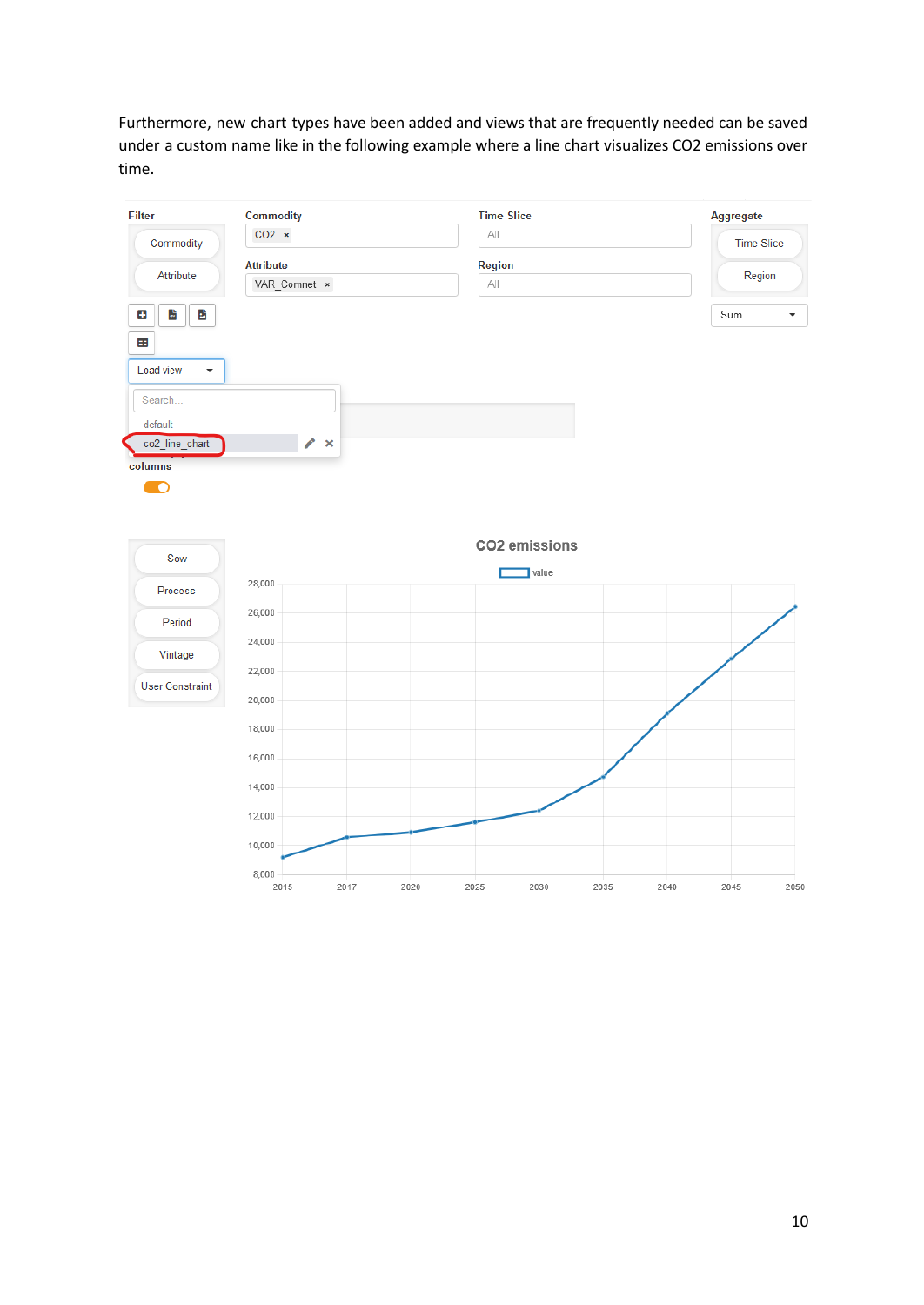Furthermore, new chart types have been added and views that are frequently needed can be saved under a custom name like in the following example where a line chart visualizes CO2 emissions over time.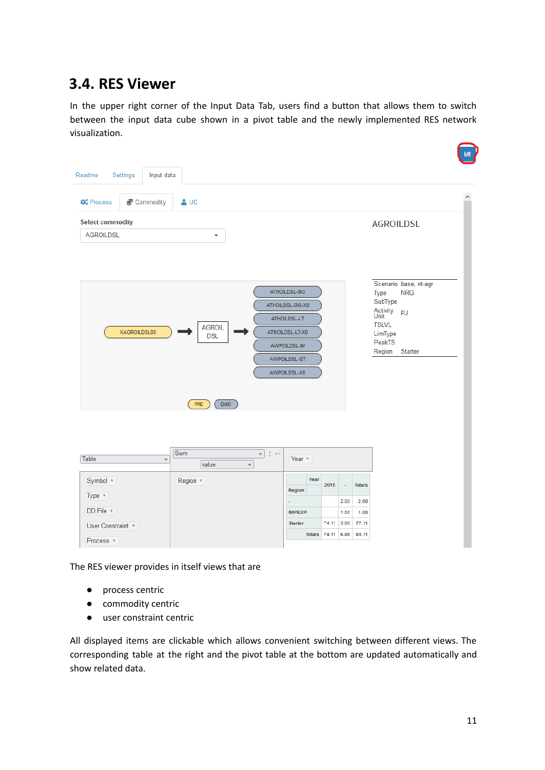## 3.4. RES Viewer

In the upper right corner of the Input Data Tab, users find a button that allows them to switch between the input data cube shown in a pivot table and the newly implemented RES network visualization.

The RES viewer provides in itself views that are

- process centric
- commodity centric
- user constraint centric

All displayed items are clickable which allows convenient switching between different views. The corresponding table at the right and the pivot table at the bottom are updated automatically and show related data.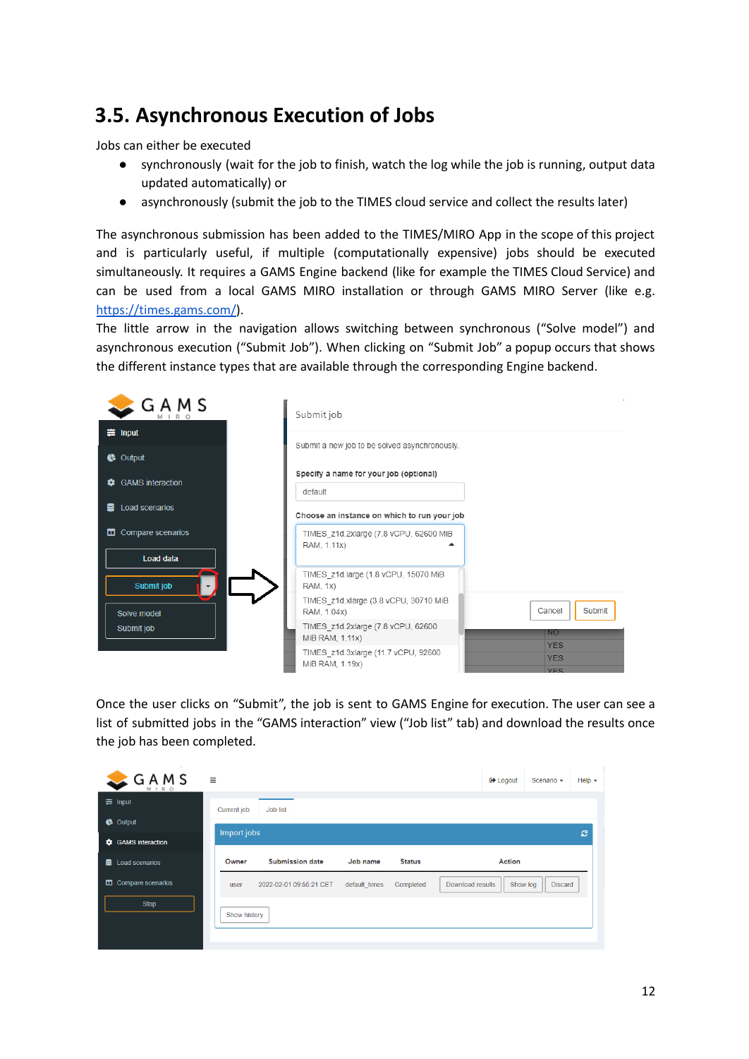## 3.5. Asynchronous Execution of Jobs

Jobs can either be executed

- synchronously (wait for the job to finish, watch the log while the job is running, output data updated automatically) or
- asynchronously (submit the job to the TIMES cloud service and collect the results later)

The asynchronous submission has been added to the TIMES/MIRO App in the scope of this project and is particularly useful, if multiple (computationally expensive) jobs should be executed simultaneously. It requires a GAMS Engine backend (like for example the TIMES Cloud Service) and can be used from a local GAMS MIRO installation or through GAMS MIRO Server (like e.g. https://times.gams.com/).

The little arrow in the navigation allows switching between synchronous ("Solve model") and asynchronous execution ("Submit Job"). When clicking on "Submit Job" a popup occurs that shows the different instance types that are available through the corresponding Engine backend.

Once the user clicks on "Submit", the job is sent to GAMS Engine for execution. The user can see a list of submitted jobs in the "GAMS interaction" view ("Job list" tab) and download the results once the job has been completed.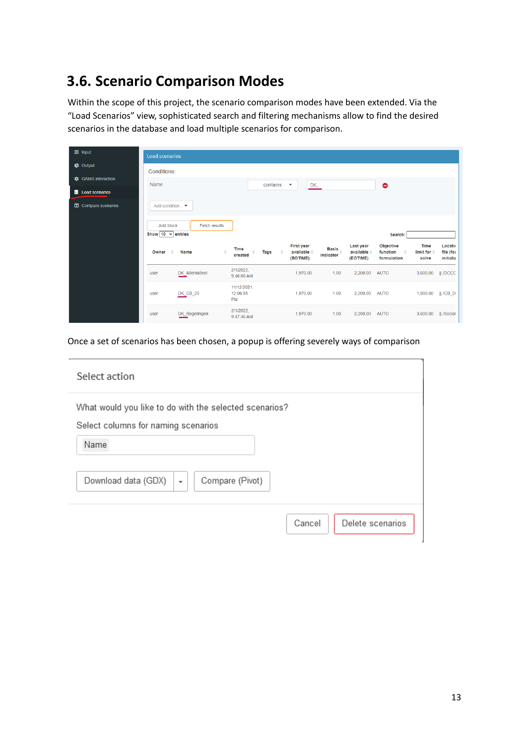## 3.6. Scenario Comparison Modes

Within the scope of this project, the scenario comparison modes have been extended. Via the "Load Scenarios" view, sophisticated search and filtering mechanisms allow to find the desired scenarios in the database and load multiple scenarios for comparison.

Once a set of scenarios has been chosen, a popup is offering severely ways of comparison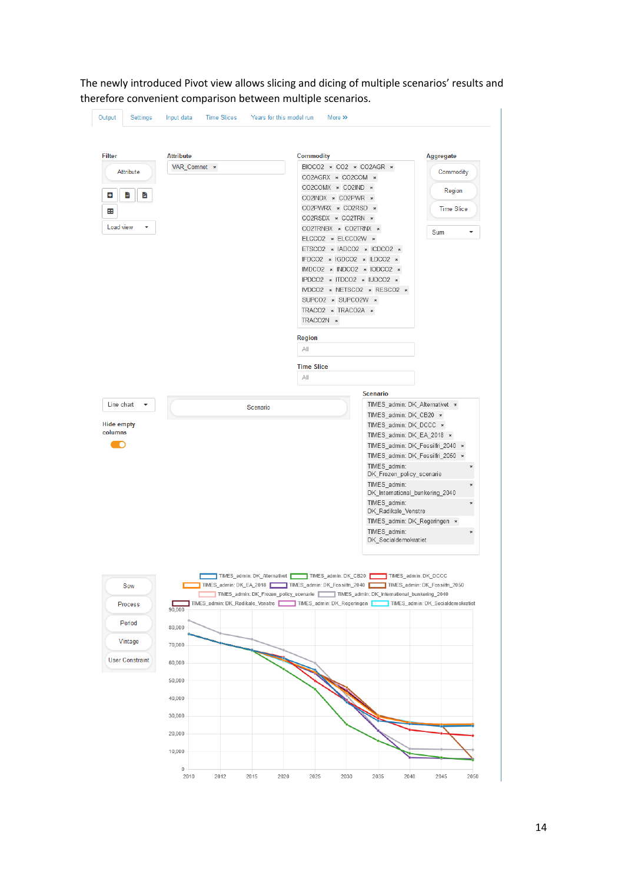The newly introduced Pivot view allows slicing and dicing of multiple scenarios' results and therefore convenient comparison between multiple scenarios.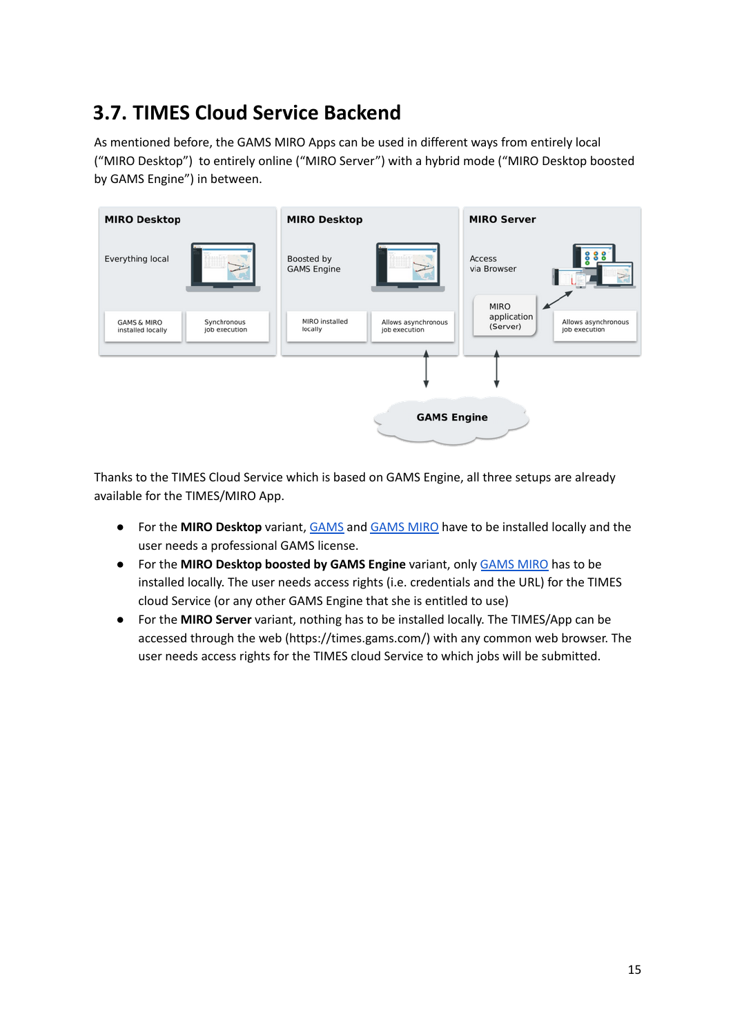## 3.7. TIMES Cloud Service Backend

As mentioned before, the GAMS MIRO Apps can be used in different ways from entirely local ("MIRO Desktop") to entirely online ("MIRO Server") with a hybrid mode ("MIRO Desktop boosted by GAMS Engine") in between.

Thanks to the TIMES Cloud Service which is based on GAMS Engine, all three setups are already available for the TIMES/MIRO App.

- For the **MIRO Desktop** variant, GAMS and GAMS MIRO have to be installed locally and the user needs a professional GAMS license.
- For the **MIRO Desktop boosted by GAMS Engine** variant, only GAMS MIRO has to be installed locally. The user needs access rights (i.e. credentials and the URL) for the TIMES cloud Service (or any other GAMS Engine that she is entitled to use)
- For the **MIRO Server** variant, nothing has to be installed locally. The TIMES/App can be accessed through the web (https://times.gams.com/) with any common web browser. The user needs access rights for the TIMES cloud Service to which jobs will be submitted.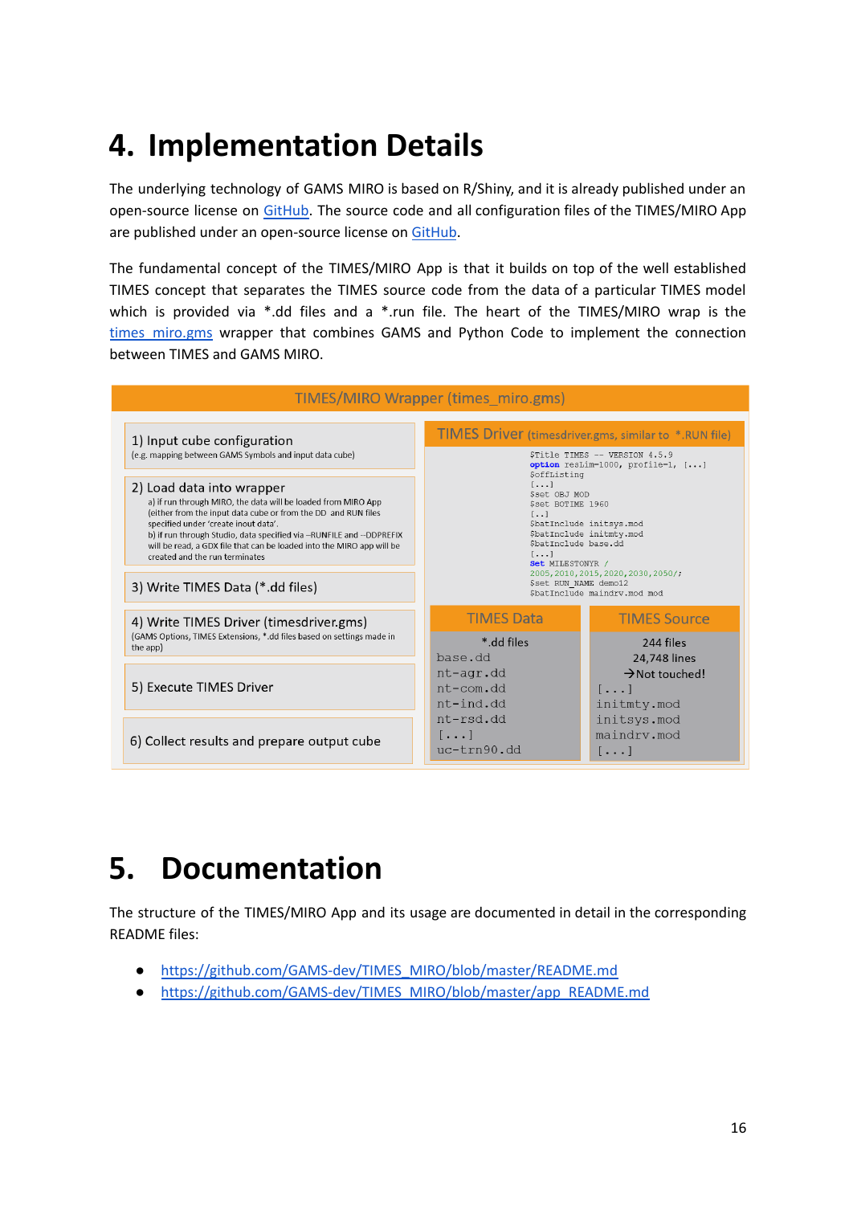# 4. Implementation Details

The underlying technology of GAMS MIRO is based on R/Shiny, and it is already published under an open-source license on GitHub. The source code and all configuration files of the TIMES/MIRO App are published under an open-source license on GitHub.

The fundamental concept of the TIMES/MIRO App is that it builds on top of the well established TIMES concept that separates the TIMES source code from the data of a particular TIMES model which is provided via *.dd files and a *.run file. The heart of the TIMES/MIRO wrap is the times_miro.gms wrapper that combines GAMS and Python Code to implement the connection between TIMES and GAMS MIRO.

TIMES/MIRO Wrapper (times_miro.gms)

1) Input cube configuration
(e.g. mapping between GAMS Symbols and input data cube)

2) Load data into wrapper
a) if run through MIRO, the data will be loaded from MIRO App (either from the input data cube or from the DD and RUN files specified under 'create inout data'.
b) if run through Studio, data specified via –RUNFILE and --DDPREFIX will be read, a GDX file that can be loaded into the MIRO app will be created and the run terminates

3) Write TIMES Data (*.dd files)

4) Write TIMES Driver (timesdriver.gms)
(GAMS Options, TIMES Extensions, *.dd files based on settings made in the app)

5) Execute TIMES Driver

6) Collect results and prepare output cube

TIMES Driver (timesdriver.gms, similar to *.RUN file)

```
$Title TIMES -- VERSION 4.5.9
option resLim=1000, profile=1, [...]
$offListing
[...]
$set OBJ MOD
$set BOTIME 1960
[..]
$batInclude initsys.mod
$batInclude initmty.mod
$batInclude base.dd
[...]
Set MILESTONYR /
2005,2010,2015,2020,2030,2050/;
$set RUN_NAME demo12
$batInclude maindrv.mod mod
```

TIMES Data

*.dd files
base.dd
nt-agr.dd
nt-com.dd
nt-ind.dd
nt-rsd.dd
[...]
uc-trn90.dd

TIMES Source

244 files
24,748 lines
→Not touched!
[...]
initmty.mod
initsys.mod
maindrv.mod
[...]

# 5. Documentation

The structure of the TIMES/MIRO App and its usage are documented in detail in the corresponding README files:

- https://github.com/GAMS-dev/TIMES_MIRO/blob/master/README.md
- https://github.com/GAMS-dev/TIMES_MIRO/blob/master/app_README.md